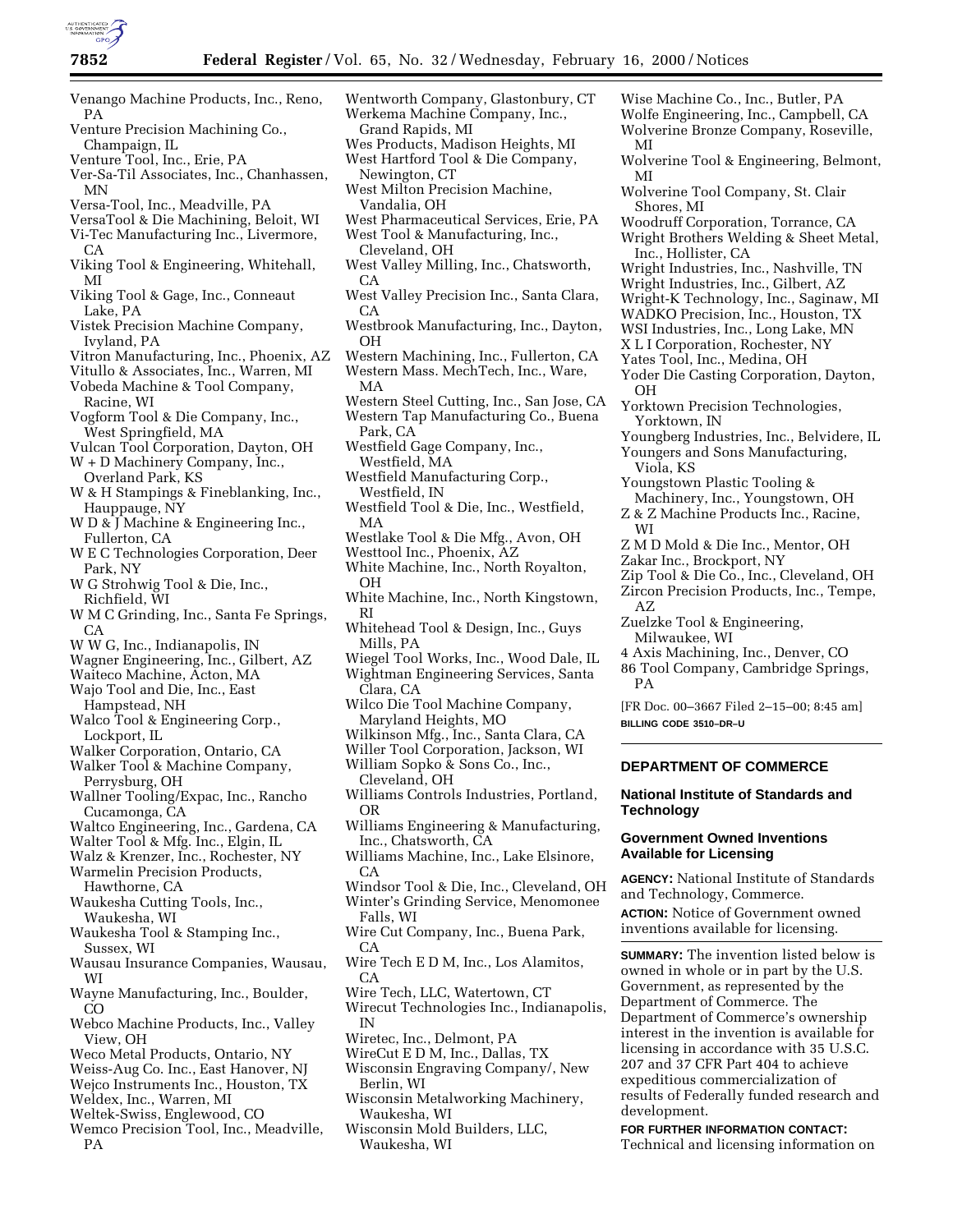Venango Machine Products, Inc., Reno, PA
Venture Precision Machining Co., Champaign, IL
Venture Tool, Inc., Erie, PA
Ver-Sa-Til Associates, Inc., Chanhassen, MN
Versa-Tool, Inc., Meadville, PA
VersaTool & Die Machining, Beloit, WI
Vi-Tec Manufacturing Inc., Livermore, CA
Viking Tool & Engineering, Whitehall, MI
Viking Tool & Gage, Inc., Conneaut Lake, PA
Vistek Precision Machine Company, Ivyland, PA
Vitron Manufacturing, Inc., Phoenix, AZ
Vitullo & Associates, Inc., Warren, MI
Vobeda Machine & Tool Company, Racine, WI
Vogform Tool & Die Company, Inc., West Springfield, MA
Vulcan Tool Corporation, Dayton, OH
W + D Machinery Company, Inc., Overland Park, KS
W & H Stampings & Fineblanking, Inc., Hauppauge, NY
W D & J Machine & Engineering Inc., Fullerton, CA
W E C Technologies Corporation, Deer Park, NY
W G Strohwig Tool & Die, Inc., Richfield, WI
W M C Grinding, Inc., Santa Fe Springs, CA
W W G, Inc., Indianapolis, IN
Wagner Engineering, Inc., Gilbert, AZ
Waiteco Machine, Acton, MA
Wajo Tool and Die, Inc., East Hampstead, NH
Walco Tool & Engineering Corp., Lockport, IL
Walker Corporation, Ontario, CA
Walker Tool & Machine Company, Perrysburg, OH
Wallner Tooling/Expac, Inc., Rancho Cucamonga, CA
Waltco Engineering, Inc., Gardena, CA
Walter Tool & Mfg. Inc., Elgin, IL
Walz & Krenzer, Inc., Rochester, NY
Warmelin Precision Products, Hawthorne, CA
Waukesha Cutting Tools, Inc., Waukesha, WI
Waukesha Tool & Stamping Inc., Sussex, WI
Wausau Insurance Companies, Wausau, WI
Wayne Manufacturing, Inc., Boulder, CO
Webco Machine Products, Inc., Valley View, OH
Weco Metal Products, Ontario, NY
Weiss-Aug Co. Inc., East Hanover, NJ
Wejco Instruments Inc., Houston, TX
Weldex, Inc., Warren, MI
Weltek-Swiss, Englewood, CO
Wemco Precision Tool, Inc., Meadville, PA
Wentworth Company, Glastonbury, CT
Werkema Machine Company, Inc., Grand Rapids, MI
Wes Products, Madison Heights, MI
West Hartford Tool & Die Company, Newington, CT
West Milton Precision Machine, Vandalia, OH
West Pharmaceutical Services, Erie, PA
West Tool & Manufacturing, Inc., Cleveland, OH
West Valley Milling, Inc., Chatsworth, CA
West Valley Precision Inc., Santa Clara, CA
Westbrook Manufacturing, Inc., Dayton, OH
Western Machining, Inc., Fullerton, CA
Western Mass. MechTech, Inc., Ware, MA
Western Steel Cutting, Inc., San Jose, CA
Western Tap Manufacturing Co., Buena Park, CA
Westfield Gage Company, Inc., Westfield, MA
Westfield Manufacturing Corp., Westfield, IN
Westfield Tool & Die, Inc., Westfield, MA
Westlake Tool & Die Mfg., Avon, OH
Westtool Inc., Phoenix, AZ
White Machine, Inc., North Royalton, OH
White Machine, Inc., North Kingstown, RI
Whitehead Tool & Design, Inc., Guys Mills, PA
Wiegel Tool Works, Inc., Wood Dale, IL
Wightman Engineering Services, Santa Clara, CA
Wilco Die Tool Machine Company, Maryland Heights, MO
Wilkinson Mfg., Inc., Santa Clara, CA
Willer Tool Corporation, Jackson, WI
William Sopko & Sons Co., Inc., Cleveland, OH
Williams Controls Industries, Portland, OR
Williams Engineering & Manufacturing, Inc., Chatsworth, CA
Williams Machine, Inc., Lake Elsinore, CA
Windsor Tool & Die, Inc., Cleveland, OH
Winter's Grinding Service, Menomonee Falls, WI
Wire Cut Company, Inc., Buena Park, CA
Wire Tech E D M, Inc., Los Alamitos, CA
Wire Tech, LLC, Watertown, CT
Wirecut Technologies Inc., Indianapolis, IN
Wiretec, Inc., Delmont, PA
WireCut E D M, Inc., Dallas, TX
Wisconsin Engraving Company/, New Berlin, WI
Wisconsin Metalworking Machinery, Waukesha, WI
Wisconsin Mold Builders, LLC, Waukesha, WI
Wise Machine Co., Inc., Butler, PA
Wolfe Engineering, Inc., Campbell, CA
Wolverine Bronze Company, Roseville, MI
Wolverine Tool & Engineering, Belmont, MI
Wolverine Tool Company, St. Clair Shores, MI
Woodruff Corporation, Torrance, CA
Wright Brothers Welding & Sheet Metal, Inc., Hollister, CA
Wright Industries, Inc., Nashville, TN
Wright Industries, Inc., Gilbert, AZ
Wright-K Technology, Inc., Saginaw, MI
WADKO Precision, Inc., Houston, TX
WSI Industries, Inc., Long Lake, MN
X L I Corporation, Rochester, NY
Yates Tool, Inc., Medina, OH
Yoder Die Casting Corporation, Dayton, OH
Yorktown Precision Technologies, Yorktown, IN
Youngberg Industries, Inc., Belvidere, IL
Youngers and Sons Manufacturing, Viola, KS
Youngstown Plastic Tooling & Machinery, Inc., Youngstown, OH
Z & Z Machine Products Inc., Racine, WI
Z M D Mold & Die Inc., Mentor, OH
Zakar Inc., Brockport, NY
Zip Tool & Die Co., Inc., Cleveland, OH
Zircon Precision Products, Inc., Tempe, AZ
Zuelzke Tool & Engineering, Milwaukee, WI
4 Axis Machining, Inc., Denver, CO
86 Tool Company, Cambridge Springs, PA

[FR Doc. 00–3667 Filed 2–15–00; 8:45 am]

**BILLING CODE 3510–DR–U**

---

## DEPARTMENT OF COMMERCE

### National Institute of Standards and Technology

### Government Owned Inventions Available for Licensing

**AGENCY:** National Institute of Standards and Technology, Commerce.

**ACTION:** Notice of Government owned inventions available for licensing.

**SUMMARY:** The invention listed below is owned in whole or in part by the U.S. Government, as represented by the Department of Commerce. The Department of Commerce's ownership interest in the invention is available for licensing in accordance with 35 U.S.C. 207 and 37 CFR Part 404 to achieve expeditious commercialization of results of Federally funded research and development.

**FOR FURTHER INFORMATION CONTACT:** Technical and licensing information on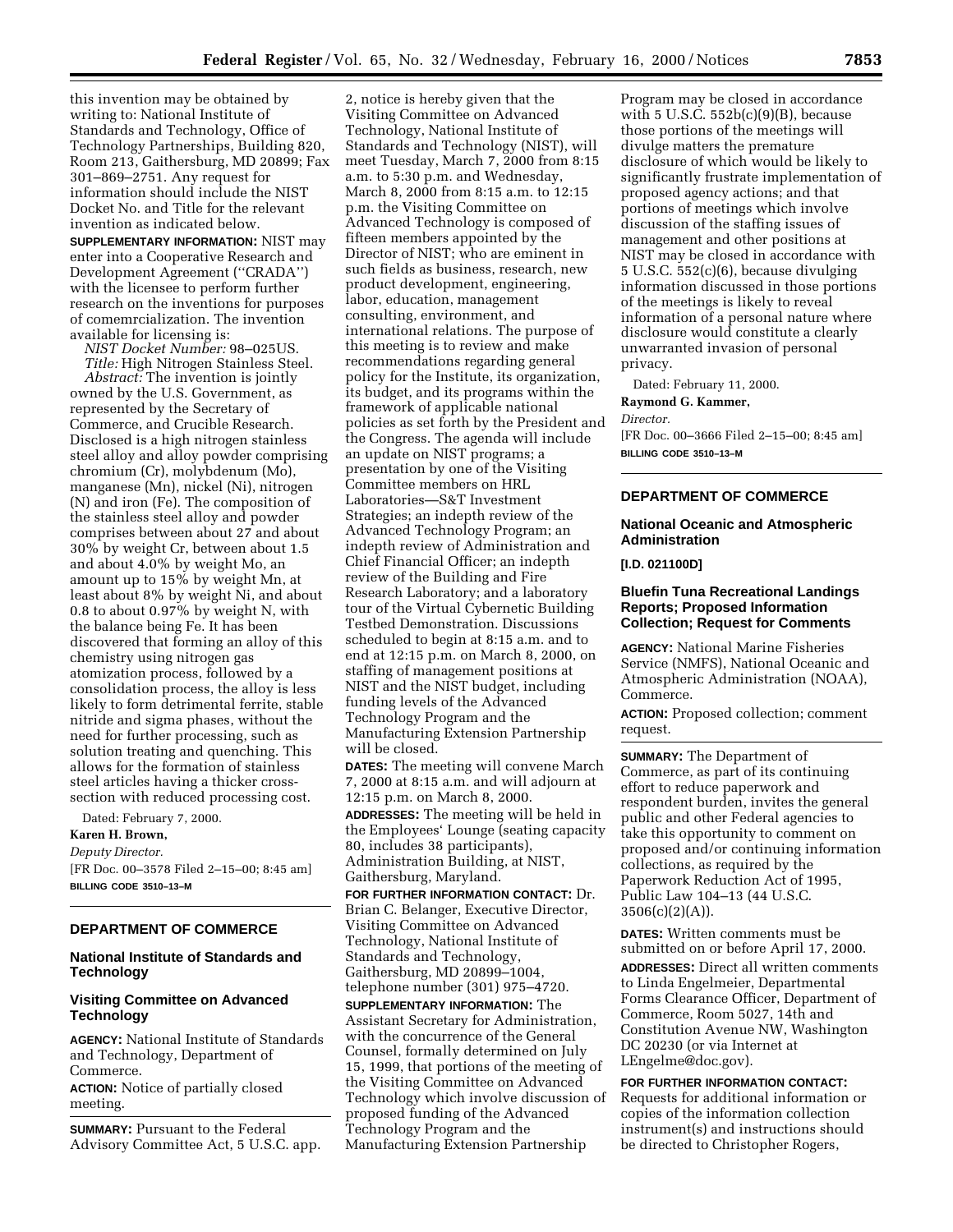this invention may be obtained by writing to: National Institute of Standards and Technology, Office of Technology Partnerships, Building 820, Room 213, Gaithersburg, MD 20899; Fax 301–869–2751. Any request for information should include the NIST Docket No. and Title for the relevant invention as indicated below.

**SUPPLEMENTARY INFORMATION:** NIST may enter into a Cooperative Research and Development Agreement (''CRADA'') with the licensee to perform further research on the inventions for purposes of comemrcialization. The invention available for licensing is:

*NIST Docket Number:* 98–025US.

*Title:* High Nitrogen Stainless Steel.

*Abstract:* The invention is jointly owned by the U.S. Government, as represented by the Secretary of Commerce, and Crucible Research. Disclosed is a high nitrogen stainless steel alloy and alloy powder comprising chromium (Cr), molybdenum (Mo), manganese (Mn), nickel (Ni), nitrogen (N) and iron (Fe). The composition of the stainless steel alloy and powder comprises between about 27 and about 30% by weight Cr, between about 1.5 and about 4.0% by weight Mo, an amount up to 15% by weight Mn, at least about 8% by weight Ni, and about 0.8 to about 0.97% by weight N, with the balance being Fe. It has been discovered that forming an alloy of this chemistry using nitrogen gas atomization process, followed by a consolidation process, the alloy is less likely to form detrimental ferrite, stable nitride and sigma phases, without the need for further processing, such as solution treating and quenching. This allows for the formation of stainless steel articles having a thicker cross-section with reduced processing cost.

Dated: February 7, 2000.

**Karen H. Brown,**

*Deputy Director.*

[FR Doc. 00–3578 Filed 2–15–00; 8:45 am]

**BILLING CODE 3510–13–M**

## DEPARTMENT OF COMMERCE

### National Institute of Standards and Technology

### Visiting Committee on Advanced Technology

**AGENCY:** National Institute of Standards and Technology, Department of Commerce.

**ACTION:** Notice of partially closed meeting.

**SUMMARY:** Pursuant to the Federal Advisory Committee Act, 5 U.S.C. app. 2, notice is hereby given that the Visiting Committee on Advanced Technology, National Institute of Standards and Technology (NIST), will meet Tuesday, March 7, 2000 from 8:15 a.m. to 5:30 p.m. and Wednesday, March 8, 2000 from 8:15 a.m. to 12:15 p.m. the Visiting Committee on Advanced Technology is composed of fifteen members appointed by the Director of NIST; who are eminent in such fields as business, research, new product development, engineering, labor, education, management consulting, environment, and international relations. The purpose of this meeting is to review and make recommendations regarding general policy for the Institute, its organization, its budget, and its programs within the framework of applicable national policies as set forth by the President and the Congress. The agenda will include an update on NIST programs; a presentation by one of the Visiting Committee members on HRL Laboratories—S&T Investment Strategies; an indepth review of the Advanced Technology Program; an indepth review of Administration and Chief Financial Officer; an indepth review of the Building and Fire Research Laboratory; and a laboratory tour of the Virtual Cybernetic Building Testbed Demonstration. Discussions scheduled to begin at 8:15 a.m. and to end at 12:15 p.m. on March 8, 2000, on staffing of management positions at NIST and the NIST budget, including funding levels of the Advanced Technology Program and the Manufacturing Extension Partnership will be closed.

**DATES:** The meeting will convene March 7, 2000 at 8:15 a.m. and will adjourn at 12:15 p.m. on March 8, 2000.

**ADDRESSES:** The meeting will be held in the Employees' Lounge (seating capacity 80, includes 38 participants), Administration Building, at NIST, Gaithersburg, Maryland.

**FOR FURTHER INFORMATION CONTACT:** Dr. Brian C. Belanger, Executive Director, Visiting Committee on Advanced Technology, National Institute of Standards and Technology, Gaithersburg, MD 20899–1004, telephone number (301) 975–4720.

**SUPPLEMENTARY INFORMATION:** The Assistant Secretary for Administration, with the concurrence of the General Counsel, formally determined on July 15, 1999, that portions of the meeting of the Visiting Committee on Advanced Technology which involve discussion of proposed funding of the Advanced Technology Program and the Manufacturing Extension Partnership Program may be closed in accordance with 5 U.S.C. 552b(c)(9)(B), because those portions of the meetings will divulge matters the premature disclosure of which would be likely to significantly frustrate implementation of proposed agency actions; and that portions of meetings which involve discussion of the staffing issues of management and other positions at NIST may be closed in accordance with 5 U.S.C. 552(c)(6), because divulging information discussed in those portions of the meetings is likely to reveal information of a personal nature where disclosure would constitute a clearly unwarranted invasion of personal privacy.

Dated: February 11, 2000.

**Raymond G. Kammer,**

*Director.*

[FR Doc. 00–3666 Filed 2–15–00; 8:45 am]

**BILLING CODE 3510–13–M**

## DEPARTMENT OF COMMERCE

### National Oceanic and Atmospheric Administration

**[I.D. 021100D]**

### Bluefin Tuna Recreational Landings Reports; Proposed Information Collection; Request for Comments

**AGENCY:** National Marine Fisheries Service (NMFS), National Oceanic and Atmospheric Administration (NOAA), Commerce.

**ACTION:** Proposed collection; comment request.

**SUMMARY:** The Department of Commerce, as part of its continuing effort to reduce paperwork and respondent burden, invites the general public and other Federal agencies to take this opportunity to comment on proposed and/or continuing information collections, as required by the Paperwork Reduction Act of 1995, Public Law 104–13 (44 U.S.C. 3506(c)(2)(A)).

**DATES:** Written comments must be submitted on or before April 17, 2000.

**ADDRESSES:** Direct all written comments to Linda Engelmeier, Departmental Forms Clearance Officer, Department of Commerce, Room 5027, 14th and Constitution Avenue NW, Washington DC 20230 (or via Internet at LEngelme@doc.gov).

**FOR FURTHER INFORMATION CONTACT:** Requests for additional information or copies of the information collection instrument(s) and instructions should be directed to Christopher Rogers,